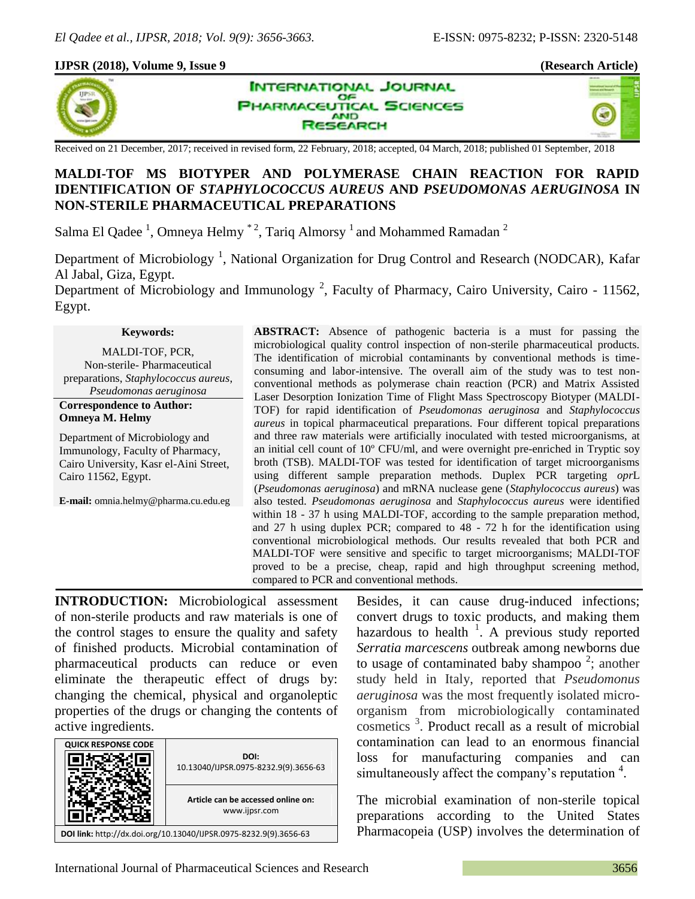Received on 21 December, 2017; received in revised form, 22 February, 2018; accepted, 04 March, 2018; published 01 September, 2018

# MALDI-TOF MS BIOTYPER AND POLYMERASE CHAIN REACTION FOR RAPID IDENTIFICATION OF *STAPHYLOCOCCUS AUREUS* AND *PSEUDOMONAS AERUGINOSA* IN NON-STERILE PHARMACEUTICAL PREPARATIONS

Salma El Qadee [1], Omneya Helmy [*2], Tariq Almorsy [1] and Mohammed Ramadan [2]

Department of Microbiology [1], National Organization for Drug Control and Research (NODCAR), Kafar Al Jabal, Giza, Egypt.

Department of Microbiology and Immunology [2], Faculty of Pharmacy, Cairo University, Cairo - 11562, Egypt.

**Keywords:**

MALDI-TOF, PCR, Non-sterile- Pharmaceutical preparations, *Staphylococcus aureus*, *Pseudomonas aeruginosa*

**Correspondence to Author:**
**Omneya M. Helmy**

Department of Microbiology and Immunology, Faculty of Pharmacy, Cairo University, Kasr el-Aini Street, Cairo 11562, Egypt.

**E-mail:** omnia.helmy@pharma.cu.edu.eg

**ABSTRACT:** Absence of pathogenic bacteria is a must for passing the microbiological quality control inspection of non-sterile pharmaceutical products. The identification of microbial contaminants by conventional methods is time-consuming and labor-intensive. The overall aim of the study was to test non-conventional methods as polymerase chain reaction (PCR) and Matrix Assisted Laser Desorption Ionization Time of Flight Mass Spectroscopy Biotyper (MALDI-TOF) for rapid identification of *Pseudomonas aeruginosa* and *Staphylococcus aureus* in topical pharmaceutical preparations. Four different topical preparations and three raw materials were artificially inoculated with tested microorganisms, at an initial cell count of $10^0$ CFU/ml, and were overnight pre-enriched in Tryptic soy broth (TSB). MALDI-TOF was tested for identification of target microorganisms using different sample preparation methods. Duplex PCR targeting *opr*L (*Pseudomonas aeruginosa*) and mRNA nuclease gene (*Staphylococcus aureus*) was also tested. *Pseudomonas aeruginosa* and *Staphylococcus aureus* were identified within 18 - 37 h using MALDI-TOF, according to the sample preparation method, and 27 h using duplex PCR; compared to 48 - 72 h for the identification using conventional microbiological methods. Our results revealed that both PCR and MALDI-TOF were sensitive and specific to target microorganisms; MALDI-TOF proved to be a precise, cheap, rapid and high throughput screening method, compared to PCR and conventional methods.

| QUICK RESPONSE CODE | DOI: 10.13040/IJPSR.0975-8232.9(9).3656-63 |
|---|---|
| | Article can be accessed online on: www.ijpsr.com |

DOI link: http://dx.doi.org/10.13040/IJPSR.0975-8232.9(9).3656-63

**INTRODUCTION:** Microbiological assessment of non-sterile products and raw materials is one of the control stages to ensure the quality and safety of finished products. Microbial contamination of pharmaceutical products can reduce or even eliminate the therapeutic effect of drugs by: changing the chemical, physical and organoleptic properties of the drugs or changing the contents of active ingredients. Besides, it can cause drug-induced infections; convert drugs to toxic products, and making them hazardous to health [1]. A previous study reported *Serratia marcescens* outbreak among newborns due to usage of contaminated baby shampoo [2]; another study held in Italy, reported that *Pseudomonus aeruginosa* was the most frequently isolated micro-organism from microbiologically contaminated cosmetics [3]. Product recall as a result of microbial contamination can lead to an enormous financial loss for manufacturing companies and can simultaneously affect the company's reputation [4].

The microbial examination of non-sterile topical preparations according to the United States Pharmacopeia (USP) involves the determination of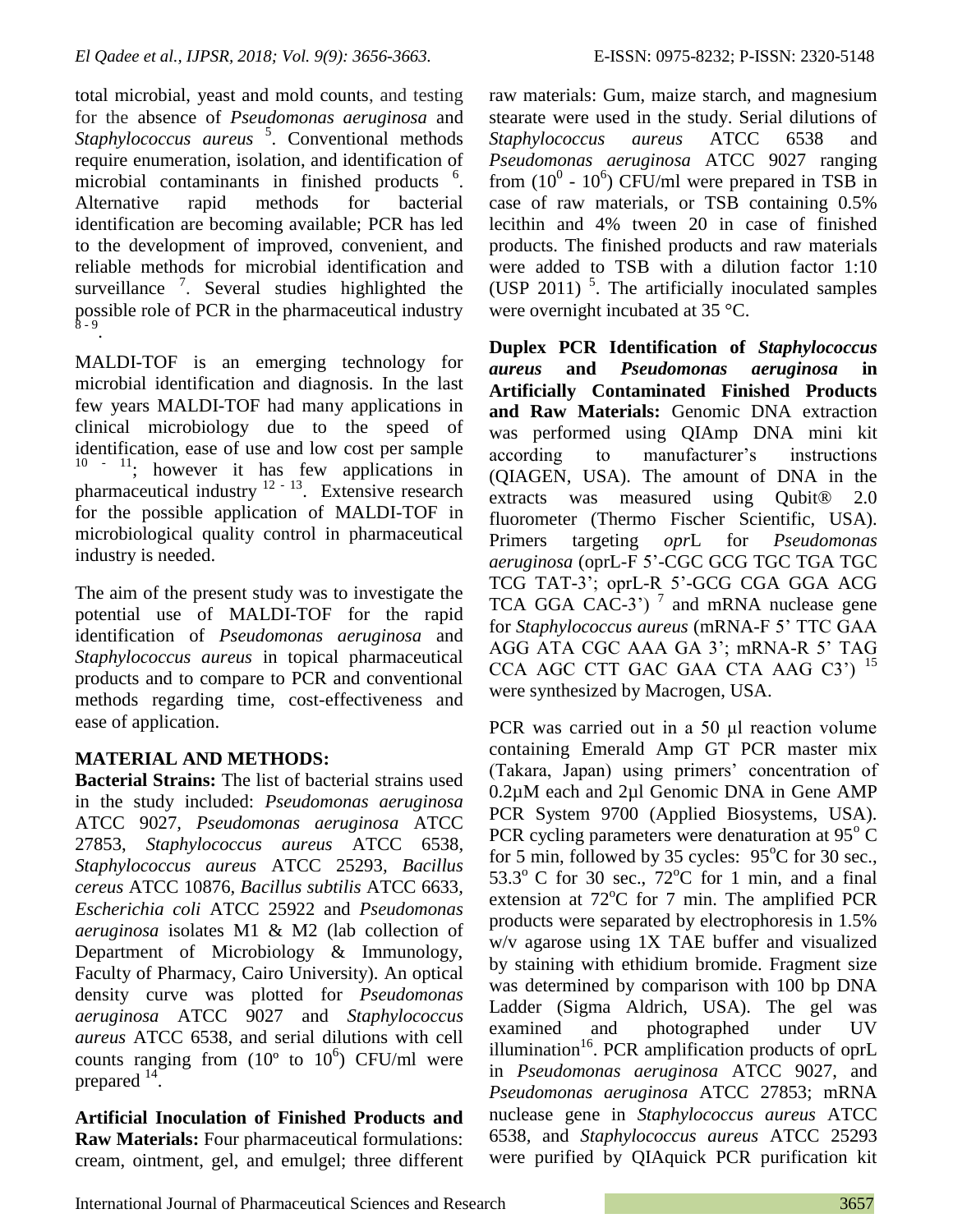total microbial, yeast and mold counts, and testing for the absence of *Pseudomonas aeruginosa* and *Staphylococcus aureus* [5]. Conventional methods require enumeration, isolation, and identification of microbial contaminants in finished products [6]. Alternative rapid methods for bacterial identification are becoming available; PCR has led to the development of improved, convenient, and reliable methods for microbial identification and surveillance [7]. Several studies highlighted the possible role of PCR in the pharmaceutical industry [8-9].

MALDI-TOF is an emerging technology for microbial identification and diagnosis. In the last few years MALDI-TOF had many applications in clinical microbiology due to the speed of identification, ease of use and low cost per sample [10-11]; however it has few applications in pharmaceutical industry [12-13]. Extensive research for the possible application of MALDI-TOF in microbiological quality control in pharmaceutical industry is needed.

The aim of the present study was to investigate the potential use of MALDI-TOF for the rapid identification of *Pseudomonas aeruginosa* and *Staphylococcus aureus* in topical pharmaceutical products and to compare to PCR and conventional methods regarding time, cost-effectiveness and ease of application.

## MATERIAL AND METHODS:

**Bacterial Strains:** The list of bacterial strains used in the study included: *Pseudomonas aeruginosa* ATCC 9027, *Pseudomonas aeruginosa* ATCC 27853, *Staphylococcus aureus* ATCC 6538, *Staphylococcus aureus* ATCC 25293, *Bacillus cereus* ATCC 10876, *Bacillus subtilis* ATCC 6633, *Escherichia coli* ATCC 25922 and *Pseudomonas aeruginosa* isolates M1 & M2 (lab collection of Department of Microbiology & Immunology, Faculty of Pharmacy, Cairo University). An optical density curve was plotted for *Pseudomonas aeruginosa* ATCC 9027 and *Staphylococcus aureus* ATCC 6538, and serial dilutions with cell counts ranging from ($10^0$ to $10^6$) CFU/ml were prepared [14].

**Artificial Inoculation of Finished Products and Raw Materials:** Four pharmaceutical formulations: cream, ointment, gel, and emulgel; three different raw materials: Gum, maize starch, and magnesium stearate were used in the study. Serial dilutions of *Staphylococcus aureus* ATCC 6538 and *Pseudomonas aeruginosa* ATCC 9027 ranging from ($10^0$ - $10^6$) CFU/ml were prepared in TSB in case of raw materials, or TSB containing 0.5% lecithin and 4% tween 20 in case of finished products. The finished products and raw materials were added to TSB with a dilution factor 1:10 (USP 2011) [5]. The artificially inoculated samples were overnight incubated at 35 °C.

**Duplex PCR Identification of *Staphylococcus aureus* and *Pseudomonas aeruginosa* in Artificially Contaminated Finished Products and Raw Materials:** Genomic DNA extraction was performed using QIAmp DNA mini kit according to manufacturer's instructions (QIAGEN, USA). The amount of DNA in the extracts was measured using Qubit® 2.0 fluorometer (Thermo Fischer Scientific, USA). Primers targeting *opr*L for *Pseudomonas aeruginosa* (oprL-F 5'-CGC GCG TGC TGA TGC TCG TAT-3'; oprL-R 5'-GCG CGA GGA ACG TCA GGA CAC-3') [7] and mRNA nuclease gene for *Staphylococcus aureus* (mRNA-F 5' TTC GAA AGG ATA CGC AAA GA 3'; mRNA-R 5' TAG CCA AGC CTT GAC GAA CTA AAG C3') [15] were synthesized by Macrogen, USA.

PCR was carried out in a 50 µl reaction volume containing Emerald Amp GT PCR master mix (Takara, Japan) using primers' concentration of 0.2µM each and 2µl Genomic DNA in Gene AMP PCR System 9700 (Applied Biosystems, USA). PCR cycling parameters were denaturation at 95° C for 5 min, followed by 35 cycles: 95°C for 30 sec., 53.3° C for 30 sec., 72°C for 1 min, and a final extension at 72°C for 7 min. The amplified PCR products were separated by electrophoresis in 1.5% w/v agarose using 1X TAE buffer and visualized by staining with ethidium bromide. Fragment size was determined by comparison with 100 bp DNA Ladder (Sigma Aldrich, USA). The gel was examined and photographed under UV illumination[16]. PCR amplification products of oprL in *Pseudomonas aeruginosa* ATCC 9027, and *Pseudomonas aeruginosa* ATCC 27853; mRNA nuclease gene in *Staphylococcus aureus* ATCC 6538, and *Staphylococcus aureus* ATCC 25293 were purified by QIAquick PCR purification kit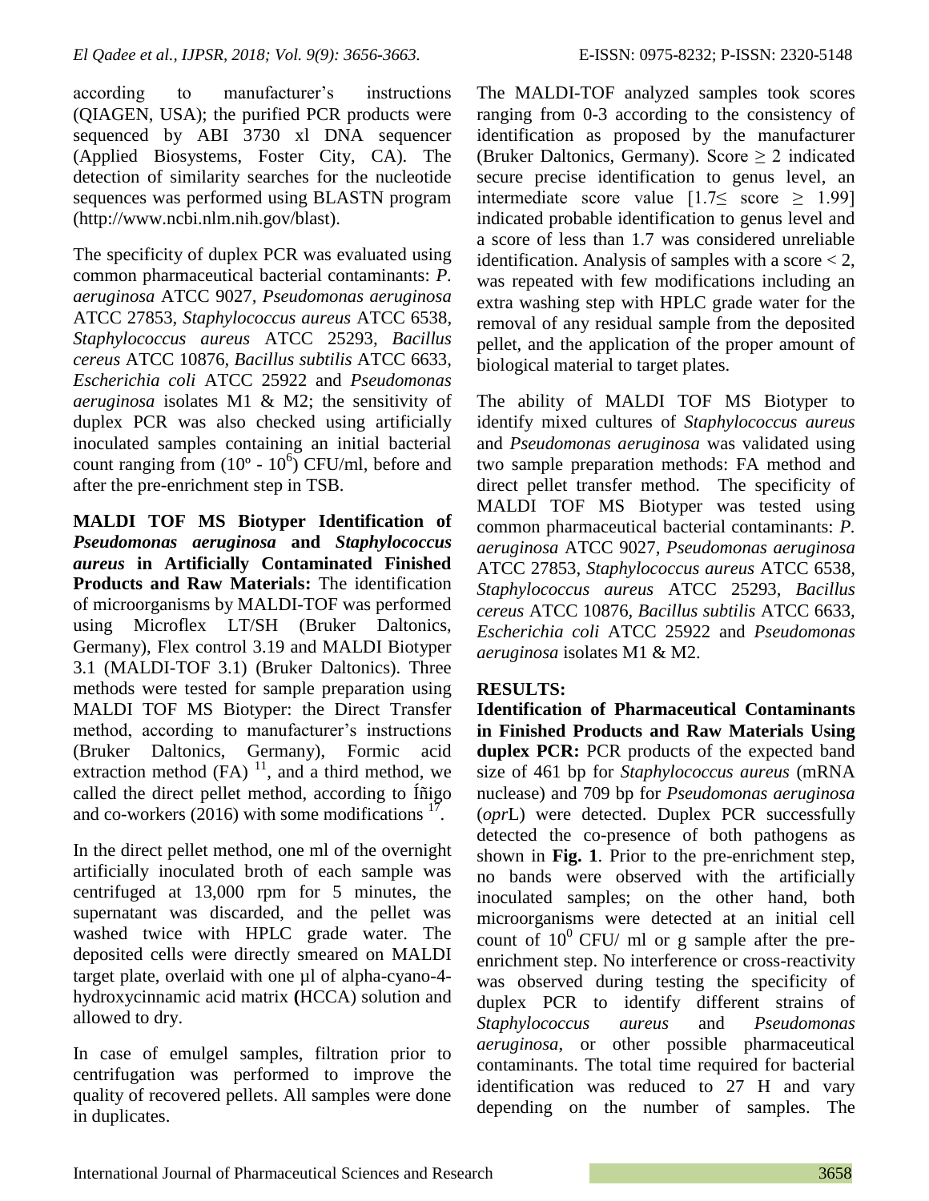according to manufacturer's instructions (QIAGEN, USA); the purified PCR products were sequenced by ABI 3730 xl DNA sequencer (Applied Biosystems, Foster City, CA). The detection of similarity searches for the nucleotide sequences was performed using BLASTN program (http://www.ncbi.nlm.nih.gov/blast).

The specificity of duplex PCR was evaluated using common pharmaceutical bacterial contaminants: *P. aeruginosa* ATCC 9027, *Pseudomonas aeruginosa* ATCC 27853, *Staphylococcus aureus* ATCC 6538, *Staphylococcus aureus* ATCC 25293, *Bacillus cereus* ATCC 10876, *Bacillus subtilis* ATCC 6633, *Escherichia coli* ATCC 25922 and *Pseudomonas aeruginosa* isolates M1 & M2; the sensitivity of duplex PCR was also checked using artificially inoculated samples containing an initial bacterial count ranging from ($10^0$ - $10^6$) CFU/ml, before and after the pre-enrichment step in TSB.

**MALDI TOF MS Biotyper Identification of *Pseudomonas aeruginosa* and *Staphylococcus aureus* in Artificially Contaminated Finished Products and Raw Materials:** The identification of microorganisms by MALDI-TOF was performed using Microflex LT/SH (Bruker Daltonics, Germany), Flex control 3.19 and MALDI Biotyper 3.1 (MALDI-TOF 3.1) (Bruker Daltonics). Three methods were tested for sample preparation using MALDI TOF MS Biotyper: the Direct Transfer method, according to manufacturer's instructions (Bruker Daltonics, Germany), Formic acid extraction method (FA) [11], and a third method, we called the direct pellet method, according to Íñigo and co-workers (2016) with some modifications [17].

In the direct pellet method, one ml of the overnight artificially inoculated broth of each sample was centrifuged at 13,000 rpm for 5 minutes, the supernatant was discarded, and the pellet was washed twice with HPLC grade water. The deposited cells were directly smeared on MALDI target plate, overlaid with one µl of alpha-cyano-4-hydroxycinnamic acid matrix **(**HCCA) solution and allowed to dry.

In case of emulgel samples, filtration prior to centrifugation was performed to improve the quality of recovered pellets. All samples were done in duplicates.

The MALDI-TOF analyzed samples took scores ranging from 0-3 according to the consistency of identification as proposed by the manufacturer (Bruker Daltonics, Germany). Score $\geq 2$ indicated secure precise identification to genus level, an intermediate score value [$1.7 \leq$ score $\geq 1.99$] indicated probable identification to genus level and a score of less than 1.7 was considered unreliable identification. Analysis of samples with a score $< 2$, was repeated with few modifications including an extra washing step with HPLC grade water for the removal of any residual sample from the deposited pellet, and the application of the proper amount of biological material to target plates.

The ability of MALDI TOF MS Biotyper to identify mixed cultures of *Staphylococcus aureus* and *Pseudomonas aeruginosa* was validated using two sample preparation methods: FA method and direct pellet transfer method. The specificity of MALDI TOF MS Biotyper was tested using common pharmaceutical bacterial contaminants: *P. aeruginosa* ATCC 9027, *Pseudomonas aeruginosa* ATCC 27853, *Staphylococcus aureus* ATCC 6538, *Staphylococcus aureus* ATCC 25293, *Bacillus cereus* ATCC 10876, *Bacillus subtilis* ATCC 6633, *Escherichia coli* ATCC 25922 and *Pseudomonas aeruginosa* isolates M1 & M2.

## RESULTS:

**Identification of Pharmaceutical Contaminants in Finished Products and Raw Materials Using duplex PCR:** PCR products of the expected band size of 461 bp for *Staphylococcus aureus* (mRNA nuclease) and 709 bp for *Pseudomonas aeruginosa* (*opr*L) were detected. Duplex PCR successfully detected the co-presence of both pathogens as shown in **Fig. 1**. Prior to the pre-enrichment step, no bands were observed with the artificially inoculated samples; on the other hand, both microorganisms were detected at an initial cell count of $10^0$ CFU/ ml or g sample after the pre-enrichment step. No interference or cross-reactivity was observed during testing the specificity of duplex PCR to identify different strains of *Staphylococcus aureus* and *Pseudomonas aeruginosa*, or other possible pharmaceutical contaminants. The total time required for bacterial identification was reduced to 27 H and vary depending on the number of samples. The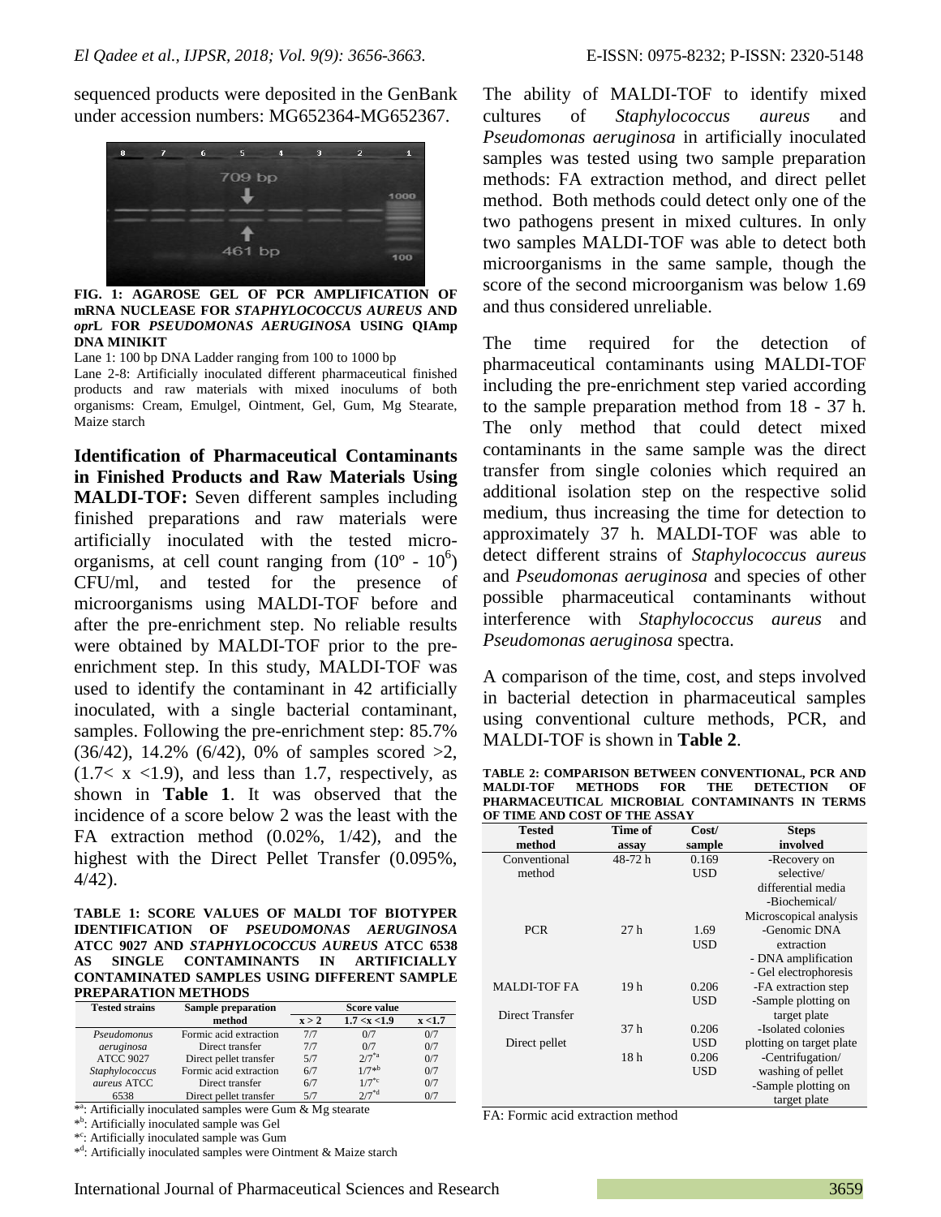sequenced products were deposited in the GenBank under accession numbers: MG652364-MG652367.

**FIG. 1: AGAROSE GEL OF PCR AMPLIFICATION OF mRNA NUCLEASE FOR *STAPHYLOCOCCUS AUREUS* AND *opr*L FOR *PSEUDOMONAS AERUGINOSA* USING QIAmp DNA MINIKIT**

Lane 1: 100 bp DNA Ladder ranging from 100 to 1000 bp

Lane 2-8: Artificially inoculated different pharmaceutical finished products and raw materials with mixed inoculums of both organisms: Cream, Emulgel, Ointment, Gel, Gum, Mg Stearate, Maize starch

**Identification of Pharmaceutical Contaminants in Finished Products and Raw Materials Using MALDI-TOF:** Seven different samples including finished preparations and raw materials were artificially inoculated with the tested micro-organisms, at cell count ranging from ($10^o$ - $10^6$) CFU/ml, and tested for the presence of microorganisms using MALDI-TOF before and after the pre-enrichment step. No reliable results were obtained by MALDI-TOF prior to the pre-enrichment step. In this study, MALDI-TOF was used to identify the contaminant in 42 artificially inoculated, with a single bacterial contaminant, samples. Following the pre-enrichment step: 85.7% (36/42), 14.2% (6/42), 0% of samples scored >2, (1.7< x <1.9), and less than 1.7, respectively, as shown in **Table 1**. It was observed that the incidence of a score below 2 was the least with the FA extraction method (0.02%, 1/42), and the highest with the Direct Pellet Transfer (0.095%, 4/42).

**TABLE 1: SCORE VALUES OF MALDI TOF BIOTYPER IDENTIFICATION OF *PSEUDOMONAS AERUGINOSA* ATCC 9027 AND *STAPHYLOCOCCUS AUREUS* ATCC 6538 AS SINGLE CONTAMINANTS IN ARTIFICIALLY CONTAMINATED SAMPLES USING DIFFERENT SAMPLE PREPARATION METHODS**

| Tested strains | Sample preparation method | Score value | | |
|---|---|---|---|---|
| | | x > 2 | 1.7 <x <1.9 | x <1.7 |
| *Pseudomonus aeruginosa* ATCC 9027 | Formic acid extraction | 7/7 | 0/7 | 0/7 |
| | Direct transfer | 7/7 | 0/7 | 0/7 |
| | Direct pellet transfer | 5/7 | 2/7*[a] | 0/7 |
| *Staphylococcus aureus* ATCC 6538 | Formic acid extraction | 6/7 | 1/7*[b] | 0/7 |
| | Direct transfer | 6/7 | 1/7*[c] | 0/7 |
| | Direct pellet transfer | 5/7 | 2/7*[d] | 0/7 |

*[a]: Artificially inoculated samples were Gum & Mg stearate

*[b]: Artificially inoculated sample was Gel

*[c]: Artificially inoculated sample was Gum

*[d]: Artificially inoculated samples were Ointment & Maize starch

The ability of MALDI-TOF to identify mixed cultures of *Staphylococcus aureus* and *Pseudomonas aeruginosa* in artificially inoculated samples was tested using two sample preparation methods: FA extraction method, and direct pellet method. Both methods could detect only one of the two pathogens present in mixed cultures. In only two samples MALDI-TOF was able to detect both microorganisms in the same sample, though the score of the second microorganism was below 1.69 and thus considered unreliable.

The time required for the detection of pharmaceutical contaminants using MALDI-TOF including the pre-enrichment step varied according to the sample preparation method from 18 - 37 h. The only method that could detect mixed contaminants in the same sample was the direct transfer from single colonies which required an additional isolation step on the respective solid medium, thus increasing the time for detection to approximately 37 h. MALDI-TOF was able to detect different strains of *Staphylococcus aureus* and *Pseudomonas aeruginosa* and species of other possible pharmaceutical contaminants without interference with *Staphylococcus aureus* and *Pseudomonas aeruginosa* spectra.

A comparison of the time, cost, and steps involved in bacterial detection in pharmaceutical samples using conventional culture methods, PCR, and MALDI-TOF is shown in **Table 2**.

**TABLE 2: COMPARISON BETWEEN CONVENTIONAL, PCR AND MALDI-TOF METHODS FOR THE DETECTION OF PHARMACEUTICAL MICROBIAL CONTAMINANTS IN TERMS OF TIME AND COST OF THE ASSAY**

| Tested method | Time of assay | Cost/ sample | Steps involved |
|---|---|---|---|
| Conventional method | 48-72 h | 0.169 USD | -Recovery on selective/ differential media -Biochemical/ Microscopical analysis |
| PCR | 27 h | 1.69 USD | -Genomic DNA extraction - DNA amplification - Gel electrophoresis |
| MALDI-TOF FA | 19 h | 0.206 USD | -FA extraction step -Sample plotting on target plate |
| Direct Transfer | 37 h | 0.206 USD | -Isolated colonies plotting on target plate |
| Direct pellet | 18 h | 0.206 USD | -Centrifugation/ washing of pellet -Sample plotting on target plate |

FA: Formic acid extraction method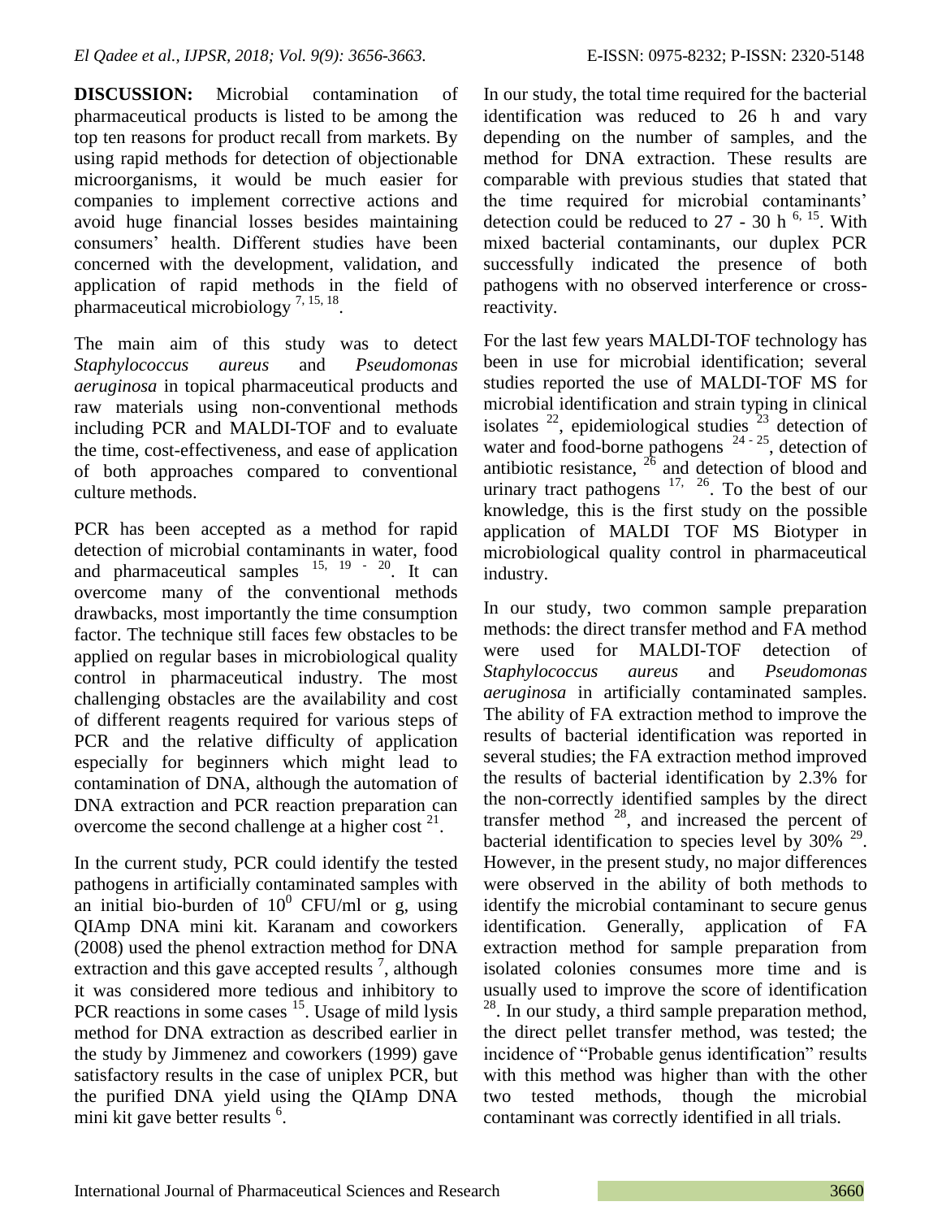**DISCUSSION:** Microbial contamination of pharmaceutical products is listed to be among the top ten reasons for product recall from markets. By using rapid methods for detection of objectionable microorganisms, it would be much easier for companies to implement corrective actions and avoid huge financial losses besides maintaining consumers' health. Different studies have been concerned with the development, validation, and application of rapid methods in the field of pharmaceutical microbiology [7, 15, 18].

The main aim of this study was to detect *Staphylococcus aureus* and *Pseudomonas aeruginosa* in topical pharmaceutical products and raw materials using non-conventional methods including PCR and MALDI-TOF and to evaluate the time, cost-effectiveness, and ease of application of both approaches compared to conventional culture methods.

PCR has been accepted as a method for rapid detection of microbial contaminants in water, food and pharmaceutical samples [15, 19 - 20]. It can overcome many of the conventional methods drawbacks, most importantly the time consumption factor. The technique still faces few obstacles to be applied on regular bases in microbiological quality control in pharmaceutical industry. The most challenging obstacles are the availability and cost of different reagents required for various steps of PCR and the relative difficulty of application especially for beginners which might lead to contamination of DNA, although the automation of DNA extraction and PCR reaction preparation can overcome the second challenge at a higher cost [21].

In the current study, PCR could identify the tested pathogens in artificially contaminated samples with an initial bio-burden of $10^0$ CFU/ml or g, using QIAmp DNA mini kit. Karanam and coworkers (2008) used the phenol extraction method for DNA extraction and this gave accepted results [7], although it was considered more tedious and inhibitory to PCR reactions in some cases [15]. Usage of mild lysis method for DNA extraction as described earlier in the study by Jimmenez and coworkers (1999) gave satisfactory results in the case of uniplex PCR, but the purified DNA yield using the QIAmp DNA mini kit gave better results [6].

In our study, the total time required for the bacterial identification was reduced to 26 h and vary depending on the number of samples, and the method for DNA extraction. These results are comparable with previous studies that stated that the time required for microbial contaminants' detection could be reduced to 27 - 30 h [6, 15]. With mixed bacterial contaminants, our duplex PCR successfully indicated the presence of both pathogens with no observed interference or cross-reactivity.

For the last few years MALDI-TOF technology has been in use for microbial identification; several studies reported the use of MALDI-TOF MS for microbial identification and strain typing in clinical isolates [22], epidemiological studies [23] detection of water and food-borne pathogens [24 - 25], detection of antibiotic resistance, [26] and detection of blood and urinary tract pathogens [17, 26]. To the best of our knowledge, this is the first study on the possible application of MALDI TOF MS Biotyper in microbiological quality control in pharmaceutical industry.

In our study, two common sample preparation methods: the direct transfer method and FA method were used for MALDI-TOF detection of *Staphylococcus aureus* and *Pseudomonas aeruginosa* in artificially contaminated samples. The ability of FA extraction method to improve the results of bacterial identification was reported in several studies; the FA extraction method improved the results of bacterial identification by 2.3% for the non-correctly identified samples by the direct transfer method [28], and increased the percent of bacterial identification to species level by 30% [29]. However, in the present study, no major differences were observed in the ability of both methods to identify the microbial contaminant to secure genus identification. Generally, application of FA extraction method for sample preparation from isolated colonies consumes more time and is usually used to improve the score of identification [28]. In our study, a third sample preparation method, the direct pellet transfer method, was tested; the incidence of "Probable genus identification" results with this method was higher than with the other two tested methods, though the microbial contaminant was correctly identified in all trials.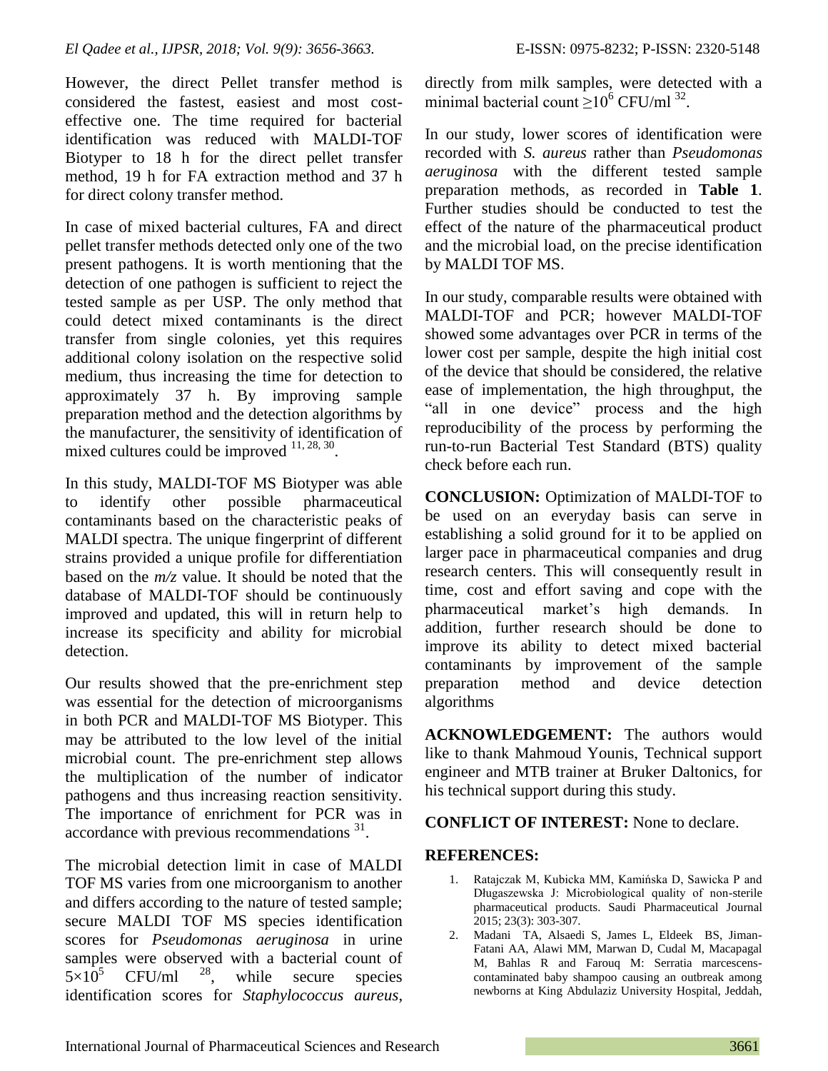However, the direct Pellet transfer method is considered the fastest, easiest and most cost-effective one. The time required for bacterial identification was reduced with MALDI-TOF Biotyper to 18 h for the direct pellet transfer method, 19 h for FA extraction method and 37 h for direct colony transfer method.

In case of mixed bacterial cultures, FA and direct pellet transfer methods detected only one of the two present pathogens. It is worth mentioning that the detection of one pathogen is sufficient to reject the tested sample as per USP. The only method that could detect mixed contaminants is the direct transfer from single colonies, yet this requires additional colony isolation on the respective solid medium, thus increasing the time for detection to approximately 37 h. By improving sample preparation method and the detection algorithms by the manufacturer, the sensitivity of identification of mixed cultures could be improved [11, 28, 30].

In this study, MALDI-TOF MS Biotyper was able to identify other possible pharmaceutical contaminants based on the characteristic peaks of MALDI spectra. The unique fingerprint of different strains provided a unique profile for differentiation based on the *m/z* value. It should be noted that the database of MALDI-TOF should be continuously improved and updated, this will in return help to increase its specificity and ability for microbial detection.

Our results showed that the pre-enrichment step was essential for the detection of microorganisms in both PCR and MALDI-TOF MS Biotyper. This may be attributed to the low level of the initial microbial count. The pre-enrichment step allows the multiplication of the number of indicator pathogens and thus increasing reaction sensitivity. The importance of enrichment for PCR was in accordance with previous recommendations [31].

The microbial detection limit in case of MALDI TOF MS varies from one microorganism to another and differs according to the nature of tested sample; secure MALDI TOF MS species identification scores for *Pseudomonas aeruginosa* in urine samples were observed with a bacterial count of $5\times10^5$ CFU/ml [28], while secure species identification scores for *Staphylococcus aureus*, directly from milk samples, were detected with a minimal bacterial count $\geq10^6$ CFU/ml [32].

In our study, lower scores of identification were recorded with *S. aureus* rather than *Pseudomonas aeruginosa* with the different tested sample preparation methods, as recorded in **Table 1**. Further studies should be conducted to test the effect of the nature of the pharmaceutical product and the microbial load, on the precise identification by MALDI TOF MS.

In our study, comparable results were obtained with MALDI-TOF and PCR; however MALDI-TOF showed some advantages over PCR in terms of the lower cost per sample, despite the high initial cost of the device that should be considered, the relative ease of implementation, the high throughput, the "all in one device" process and the high reproducibility of the process by performing the run-to-run Bacterial Test Standard (BTS) quality check before each run.

**CONCLUSION:** Optimization of MALDI-TOF to be used on an everyday basis can serve in establishing a solid ground for it to be applied on larger pace in pharmaceutical companies and drug research centers. This will consequently result in time, cost and effort saving and cope with the pharmaceutical market's high demands. In addition, further research should be done to improve its ability to detect mixed bacterial contaminants by improvement of the sample preparation method and device detection algorithms

**ACKNOWLEDGEMENT:** The authors would like to thank Mahmoud Younis, Technical support engineer and MTB trainer at Bruker Daltonics, for his technical support during this study.

**CONFLICT OF INTEREST:** None to declare.

## REFERENCES:

1. Ratajczak M, Kubicka MM, Kamińska D, Sawicka P and Długaszewska J: Microbiological quality of non-sterile pharmaceutical products. Saudi Pharmaceutical Journal 2015; 23(3): 303-307.
2. Madani TA, Alsaedi S, James L, Eldeek BS, Jiman-Fatani AA, Alawi MM, Marwan D, Cudal M, Macapagal M, Bahlas R and Farouq M: Serratia marcescens-contaminated baby shampoo causing an outbreak among newborns at King Abdulaziz University Hospital, Jeddah,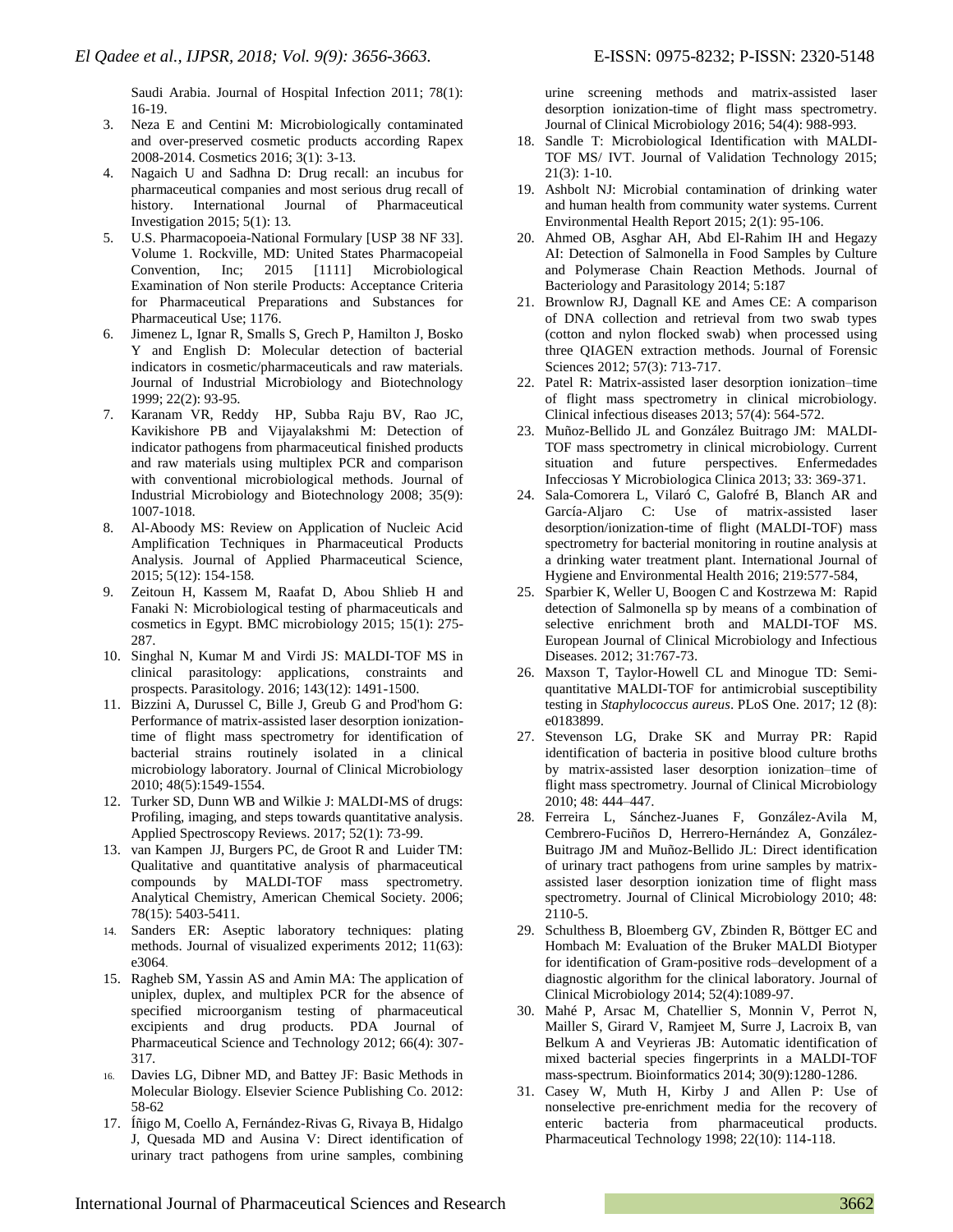Saudi Arabia. Journal of Hospital Infection 2011; 78(1): 16-19.

3. Neza E and Centini M: Microbiologically contaminated and over-preserved cosmetic products according Rapex 2008-2014. Cosmetics 2016; 3(1): 3-13.
4. Nagaich U and Sadhna D: Drug recall: an incubus for pharmaceutical companies and most serious drug recall of history. International Journal of Pharmaceutical Investigation 2015; 5(1): 13.
5. U.S. Pharmacopoeia-National Formulary [USP 38 NF 33]. Volume 1. Rockville, MD: United States Pharmacopeial Convention, Inc; 2015 [1111] Microbiological Examination of Non sterile Products: Acceptance Criteria for Pharmaceutical Preparations and Substances for Pharmaceutical Use; 1176.
6. Jimenez L, Ignar R, Smalls S, Grech P, Hamilton J, Bosko Y and English D: Molecular detection of bacterial indicators in cosmetic/pharmaceuticals and raw materials. Journal of Industrial Microbiology and Biotechnology 1999; 22(2): 93-95.
7. Karanam VR, Reddy HP, Subba Raju BV, Rao JC, Kavikishore PB and Vijayalakshmi M: Detection of indicator pathogens from pharmaceutical finished products and raw materials using multiplex PCR and comparison with conventional microbiological methods. Journal of Industrial Microbiology and Biotechnology 2008; 35(9): 1007-1018.
8. Al-Aboody MS: Review on Application of Nucleic Acid Amplification Techniques in Pharmaceutical Products Analysis. Journal of Applied Pharmaceutical Science, 2015; 5(12): 154-158.
9. Zeitoun H, Kassem M, Raafat D, Abou Shlieb H and Fanaki N: Microbiological testing of pharmaceuticals and cosmetics in Egypt. BMC microbiology 2015; 15(1): 275-287.
10. Singhal N, Kumar M and Virdi JS: MALDI-TOF MS in clinical parasitology: applications, constraints and prospects. Parasitology. 2016; 143(12): 1491-1500.
11. Bizzini A, Durussel C, Bille J, Greub G and Prod'hom G: Performance of matrix-assisted laser desorption ionization-time of flight mass spectrometry for identification of bacterial strains routinely isolated in a clinical microbiology laboratory. Journal of Clinical Microbiology 2010; 48(5):1549-1554.
12. Turker SD, Dunn WB and Wilkie J: MALDI-MS of drugs: Profiling, imaging, and steps towards quantitative analysis. Applied Spectroscopy Reviews. 2017; 52(1): 73-99.
13. van Kampen JJ, Burgers PC, de Groot R and Luider TM: Qualitative and quantitative analysis of pharmaceutical compounds by MALDI-TOF mass spectrometry. Analytical Chemistry, American Chemical Society. 2006; 78(15): 5403-5411.
14. Sanders ER: Aseptic laboratory techniques: plating methods. Journal of visualized experiments 2012; 11(63): e3064.
15. Ragheb SM, Yassin AS and Amin MA: The application of uniplex, duplex, and multiplex PCR for the absence of specified microorganism testing of pharmaceutical excipients and drug products. PDA Journal of Pharmaceutical Science and Technology 2012; 66(4): 307-317.
16. Davies LG, Dibner MD, and Battey JF: Basic Methods in Molecular Biology. Elsevier Science Publishing Co. 2012: 58-62
17. Íñigo M, Coello A, Fernández-Rivas G, Rivaya B, Hidalgo J, Quesada MD and Ausina V: Direct identification of urinary tract pathogens from urine samples, combining urine screening methods and matrix-assisted laser desorption ionization-time of flight mass spectrometry. Journal of Clinical Microbiology 2016; 54(4): 988-993.
18. Sandle T: Microbiological Identification with MALDI-TOF MS/ IVT. Journal of Validation Technology 2015; 21(3): 1-10.
19. Ashbolt NJ: Microbial contamination of drinking water and human health from community water systems. Current Environmental Health Report 2015; 2(1): 95-106.
20. Ahmed OB, Asghar AH, Abd El-Rahim IH and Hegazy AI: Detection of Salmonella in Food Samples by Culture and Polymerase Chain Reaction Methods. Journal of Bacteriology and Parasitology 2014; 5:187
21. Brownlow RJ, Dagnall KE and Ames CE: A comparison of DNA collection and retrieval from two swab types (cotton and nylon flocked swab) when processed using three QIAGEN extraction methods. Journal of Forensic Sciences 2012; 57(3): 713-717.
22. Patel R: Matrix-assisted laser desorption ionization–time of flight mass spectrometry in clinical microbiology. Clinical infectious diseases 2013; 57(4): 564-572.
23. Muñoz-Bellido JL and González Buitrago JM: MALDI-TOF mass spectrometry in clinical microbiology. Current situation and future perspectives. Enfermedades Infecciosas Y Microbiologica Clinica 2013; 33: 369-371.
24. Sala-Comorera L, Vilaró C, Galofré B, Blanch AR and García-Aljaro C: Use of matrix-assisted laser desorption/ionization-time of flight (MALDI-TOF) mass spectrometry for bacterial monitoring in routine analysis at a drinking water treatment plant. International Journal of Hygiene and Environmental Health 2016; 219:577-584,
25. Sparbier K, Weller U, Boogen C and Kostrzewa M: Rapid detection of Salmonella sp by means of a combination of selective enrichment broth and MALDI-TOF MS. European Journal of Clinical Microbiology and Infectious Diseases. 2012; 31:767-73.
26. Maxson T, Taylor-Howell CL and Minogue TD: Semi-quantitative MALDI-TOF for antimicrobial susceptibility testing in *Staphylococcus aureus*. PLoS One. 2017; 12 (8): e0183899.
27. Stevenson LG, Drake SK and Murray PR: Rapid identification of bacteria in positive blood culture broths by matrix-assisted laser desorption ionization–time of flight mass spectrometry. Journal of Clinical Microbiology 2010; 48: 444–447.
28. Ferreira L, Sánchez-Juanes F, González-Avila M, Cembrero-Fuciños D, Herrero-Hernández A, González-Buitrago JM and Muñoz-Bellido JL: Direct identification of urinary tract pathogens from urine samples by matrix-assisted laser desorption ionization time of flight mass spectrometry. Journal of Clinical Microbiology 2010; 48: 2110-5.
29. Schulthess B, Bloemberg GV, Zbinden R, Böttger EC and Hombach M: Evaluation of the Bruker MALDI Biotyper for identification of Gram-positive rods–development of a diagnostic algorithm for the clinical laboratory. Journal of Clinical Microbiology 2014; 52(4):1089-97.
30. Mahé P, Arsac M, Chatellier S, Monnin V, Perrot N, Mailler S, Girard V, Ramjeet M, Surre J, Lacroix B, van Belkum A and Veyrieras JB: Automatic identification of mixed bacterial species fingerprints in a MALDI-TOF mass-spectrum. Bioinformatics 2014; 30(9):1280-1286.
31. Casey W, Muth H, Kirby J and Allen P: Use of nonselective pre-enrichment media for the recovery of enteric bacteria from pharmaceutical products. Pharmaceutical Technology 1998; 22(10): 114-118.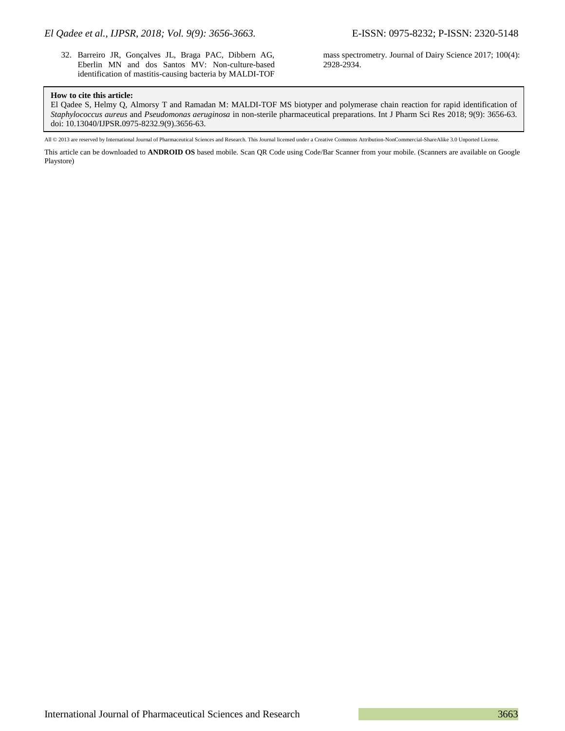32. Barreiro JR, Gonçalves JL, Braga PAC, Dibbern AG, Eberlin MN and dos Santos MV: Non-culture-based identification of mastitis-causing bacteria by MALDI-TOF mass spectrometry. Journal of Dairy Science 2017; 100(4): 2928-2934.

**How to cite this article:**
El Qadee S, Helmy Q, Almorsy T and Ramadan M: MALDI-TOF MS biotyper and polymerase chain reaction for rapid identification of *Staphylococcus aureus* and *Pseudomonas aeruginosa* in non-sterile pharmaceutical preparations. Int J Pharm Sci Res 2018; 9(9): 3656-63. doi: 10.13040/IJPSR.0975-8232.9(9).3656-63.

All © 2013 are reserved by International Journal of Pharmaceutical Sciences and Research. This Journal licensed under a Creative Commons Attribution-NonCommercial-ShareAlike 3.0 Unported License.

This article can be downloaded to **ANDROID OS** based mobile. Scan QR Code using Code/Bar Scanner from your mobile. (Scanners are available on Google Playstore)